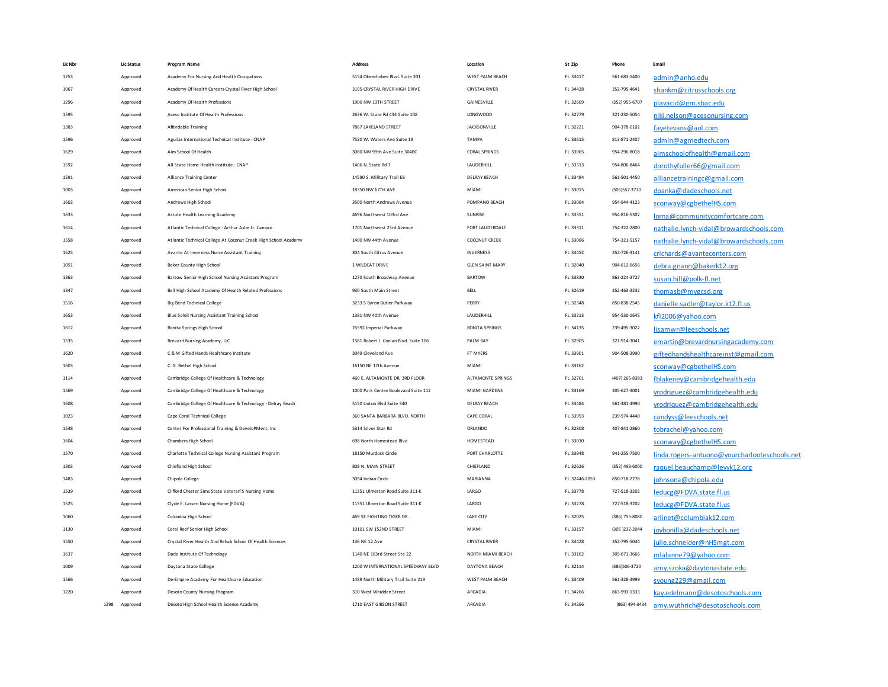| Lic Nbr | Lic Status | Program Name | Address | Location | St Zip | Phone | Email |
|---|---|---|---|---|---|---|---|
| 1253 | Approved | Academy For Nursing And Health Occupations | 5154 Okeechobee Blvd. Suite 201 | WEST PALM BEACH | FL 33417 | 561-683-1400 | admin@anho.edu |
| 1067 | Approved | Academy Of Health Careers-Crystal River High School | 3195 CRYSTAL RIVER HIGH DRIVE | CRYSTAL RIVER | FL 34428 | 352-795-4641 | shankm@citrusschools.org |
| 1296 | Approved | Academy Of Health Professions | 1900 NW 13TH STREET | GAINESVILLE | FL 32609 | (352) 955-6707 | plavacjd@gm.sbac.edu |
| 1595 | Approved | Aceso Institute Of Health Professions | 2636 W. State Rd 434 Suite 108 | LONGWOOD | FL 32779 | 321-230-5054 | niki.nelson@acesonursing.com |
| 1383 | Approved | Affordable Training | 7867 LAKELAND STREET | JACKSONVILLE | FL 32221 | 904-378-0102 | fayetevans@aol.com |
| 1596 | Approved | Aguilas International Technical Institute - CNAP | 7520 W. Waters Ave Suite 19 | TAMPA | FL 33615 | 813-871-2407 | admin@agmedtech.com |
| 1629 | Approved | Aim School Of Health | 3080 NW 99th Ave Suite 304BC | CORAL SPRINGS | FL 33065 | 954-296-8018 | aimschoolofhealth@gmail.com |
| 1592 | Approved | All State Home Health Institute - CNAP | 1406 N. State Rd 7 | LAUDERHILL | FL 33313 | 954-806-8464 | dorothyfuller66@gmail.com |
| 1591 | Approved | Alliance Training Center | 14590 S. Military Trail E6 | DELRAY BEACH | FL 33484 | 561-501-4450 | alliancetrainingc@gmail.com |
| 1003 | Approved | American Senior High School | 18350 NW 67TH AVE | MIAMI | FL 33015 | (305)557-3770 | dpanka@dadeschools.net |
| 1602 | Approved | Andrews High School | 3500 North Andrews Avenue | POMPANO BEACH | FL 33064 | 954-944-4123 | sconway@cgbethelHS.com |
| 1633 | Approved | Astute Health Learning Academy | 4696 Northwest 103rd Ave | SUNRISE | FL 33351 | 954-816-5302 | lorna@communitycomfortcare.com |
| 1614 | Approved | Atlantic Technical College - Arthur Ashe Jr. Campus | 1701 Northwest 23rd Avenue | FORT LAUDERDALE | FL 33311 | 754-322-2800 | nathalie.lynch-vidal@browardschools.com |
| 1558 | Approved | Atlantic Technical College At Coconut Creek High School Academy | 1400 NW 44th Avenue | COCONUT CREEK | FL 33066 | 754-321-5157 | nathalie.lynch-vidal@browardschools.com |
| 1625 | Approved | Avante At Inverness Nurse Assistant Training | 304 South Citrus Avenue | INVERNESS | FL 34452 | 352-726-3141 | crichards@avantecenters.com |
| 1051 | Approved | Baker County High School | 1 WILDCAT DRIVE | GLEN SAINT MARY | FL 32040 | 904-612-6656 | debra.gnann@bakerk12.org |
| 1363 | Approved | Bartow Senior High School Nursing Assistant Program | 1270 South Broadway Avenue | BARTOW | FL 33830 | 863-224-3727 | susan.hill@polk-fl.net |
| 1347 | Approved | Bell High School Academy Of Health Related Professions | 930 South Main Street | BELL | FL 32619 | 352-463-3232 | thomasb@mygcsd.org |
| 1516 | Approved | Big Bend Technical College | 3233 S Byron Butler Parkway | PERRY | FL 32348 | 850-838-2545 | danielle.sadler@taylor.k12.fl.us |
| 1653 | Approved | Blue Soleil Nursing Assistant Training School | 1381 NW 40th Avenue | LAUDERHILL | FL 33313 | 954-530-1645 | kfl2006@yahoo.com |
| 1612 | Approved | Bonita Springs High School | 25592 Imperial Parkway | BONITA SPRINGS | FL 34135 | 239-495-3022 | lisamwr@leeschools.net |
| 1535 | Approved | Brevard Nursing Academy, LLC | 1581 Robert J. Conlan Blvd. Suite 106 | PALM BAY | FL 32905 | 321-914-3041 | emartin@brevardnursingacademy.com |
| 1620 | Approved | C & M Gifted Hands Healthcare Institute | 3049 Cleveland Ave | FT MYERS | FL 33901 | 904-508-3990 | giftedhandshealthcareinst@gmail.com |
| 1603 | Approved | C. G. Bethel High School | 16150 NE 17th Avenue | MIAMI | FL 33162 | | sconway@cgbethelHS.com |
| 1114 | Approved | Cambridge College Of Healthcare & Technology | 460 E. ALTAMONTE DR, 3RD FLOOR | ALTAMONTE SPRINGS | FL 32701 | (407) 265-8383 | fblakeney@cambridgehealth.edu |
| 1569 | Approved | Cambridge College Of Healthcare & Technology | 1000 Park Centre Boulevard Suite 112 | MIAMI GARDENS | FL 33169 | 305-627-3001 | yrodriguez@cambridgehealth.edu |
| 1608 | Approved | Cambridge College Of Healthcare & Technology - Delray Beach | 5150 Linton Blvd Suite 340 | DELRAY BEACH | FL 33484 | 561-381-4990 | yrodriguez@cambridgehealth.edu |
| 1023 | Approved | Cape Coral Technical College | 360 SANTA BARBARA BLVD. NORTH | CAPE CORAL | FL 33993 | 239-574-4440 | candyss@leeschools.net |
| 1548 | Approved | Center For Professional Training & DeveloPMent, Inc | 5314 Silver Star Rd | ORLANDO | FL 32808 | 407-841-2860 | tobrachel@yahoo.com |
| 1604 | Approved | Chambers High School | 698 North Homestead Blvd | HOMESTEAD | FL 33030 | | sconway@cgbethelHS.com |
| 1570 | Approved | Charlotte Technical College Nursing Assistant Program | 18150 Murdock Circle | PORT CHARLOTTE | FL 33948 | 941-255-7500 | linda.rogers-antuono@yourcharlooteschools.net |
| 1303 | Approved | Chiefland High School | 808 N. MAIN STREET | CHIEFLAND | FL 32626 | (352) 493-6000 | raquel.beauchamp@levyk12.org |
| 1483 | Approved | Chipola College | 3094 Indian Circle | MARIANNA | FL 32446-2053 | 850-718-2278 | johnsona@chipola.edu |
| 1539 | Approved | Clifford Chester Sims State Veteran'S Nursing Home | 11351 Ulmerton Road Suite 311-K | LARGO | FL 33778 | 727-518-3202 | leducg@FDVA.state.fl.us |
| 1525 | Approved | Clyde E. Lassen Nursing Home (FDVA) | 11351 Ulmerton Road Suite 311-K | LARGO | FL 33778 | 727-518-3202 | leducg@FDVA.state.fl.us |
| 1060 | Approved | Columbia High School | 469 SE FIGHTING TIGER DR. | LAKE CITY | FL 32025 | (386) 755-8080 | arlinet@columbiak12.com |
| 1130 | Approved | Coral Reef Senior High School | 10101 SW 152ND STREET | MIAMI | FL 33157 | (305 )232-2044 | joybonilla@dadeschools.net |
| 1550 | Approved | Crystal River Health And Rehab School Of Health Sciences | 136 NE 12 Ave | CRYSTAL RIVER | FL 34428 | 352-795-5044 | julie.schneider@nHSmgt.com |
| 1637 | Approved | Dade Institute Of Technology | 1140 NE 163rd Street Ste 22 | NORTH MIAMI BEACH | FL 33162 | 305-671-3666 | mlalanne79@yahoo.com |
| 1009 | Approved | Daytona State College | 1200 W INTERNATIONAL SPEEDWAY BLVD | DAYTONA BEACH | FL 32114 | (386)506-3720 | amy.szoka@daytonastate.edu |
| 1566 | Approved | De-Empire Academy For Healthcare Education | 1489 North Military Trail Suite 219 | WEST PALM BEACH | FL 33409 | 561-328-3999 | syoung229@gmail.com |
| 1220 | Approved | Desoto County Nursing Program | 310 West Whidden Street | ARCADIA | FL 34266 | 863-993-1333 | kay.edelmann@desotoschools.com |
| 1298 | Approved | Desoto High School Health Science Academy | 1710 EAST GIBSON STREET | ARCADIA | FL 34266 | (863) 494-3434 | amy.wuthrich@desotoschools.com |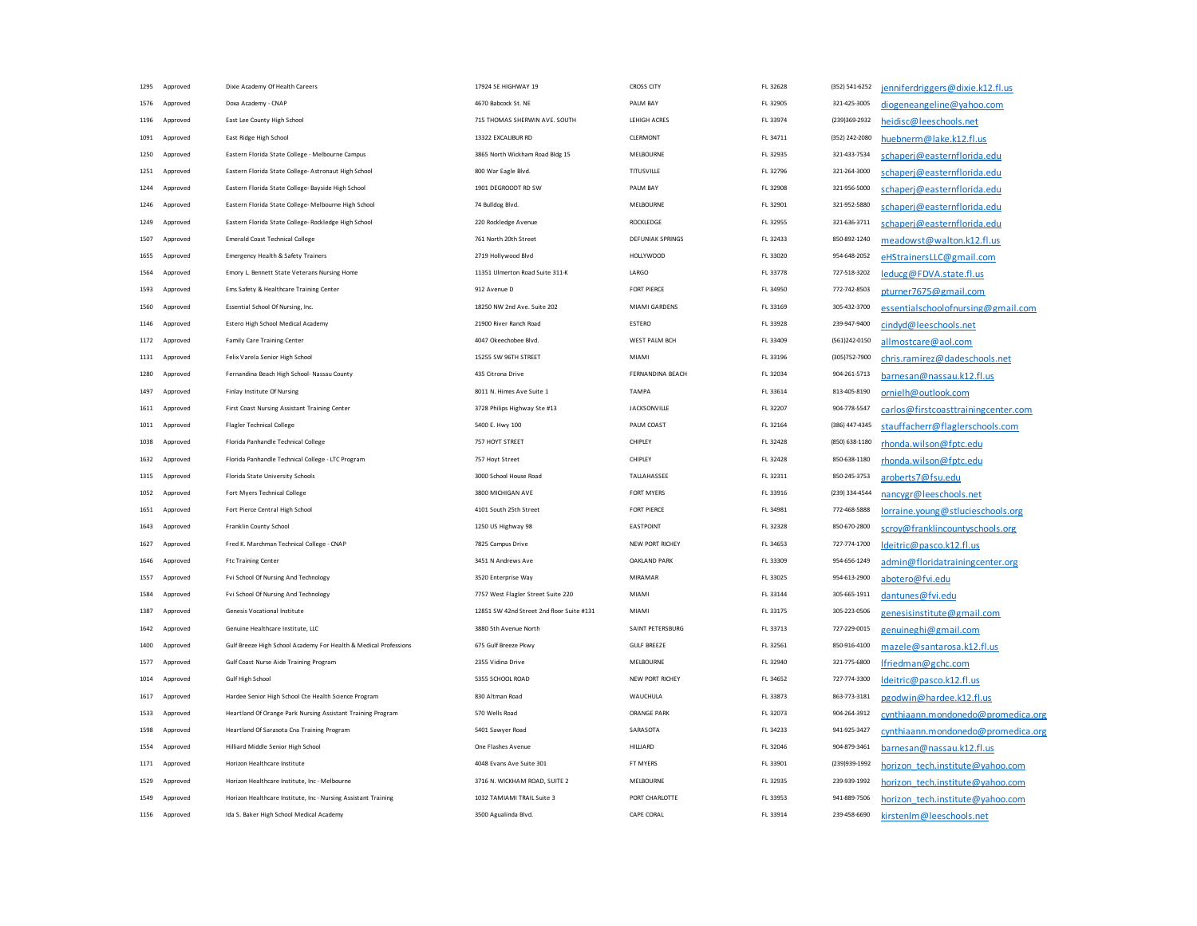| | | | | | | | |
|---|---|---|---|---|---|---|---|
| 1295 | Approved | Dixie Academy Of Health Careers | 17924 SE HIGHWAY 19 | CROSS CITY | FL 32628 | (352) 541-6252 | jenniferdriggers@dixie.k12.fl.us |
| 1576 | Approved | Doxa Academy - CNAP | 4670 Babcock St. NE | PALM BAY | FL 32905 | 321-425-3005 | diogeneangeline@yahoo.com |
| 1196 | Approved | East Lee County High School | 715 THOMAS SHERWIN AVE. SOUTH | LEHIGH ACRES | FL 33974 | (239)369-2932 | heidisc@leeschools.net |
| 1091 | Approved | East Ridge High School | 13322 EXCALIBUR RD | CLERMONT | FL 34711 | (352) 242-2080 | huebnerm@lake.k12.fl.us |
| 1250 | Approved | Eastern Florida State College - Melbourne Campus | 3865 North Wickham Road Bldg 15 | MELBOURNE | FL 32935 | 321-433-7534 | schaperj@easternflorida.edu |
| 1251 | Approved | Eastern Florida State College- Astronaut High School | 800 War Eagle Blvd. | TITUSVILLE | FL 32796 | 321-264-3000 | schaperj@easternflorida.edu |
| 1244 | Approved | Eastern Florida State College- Bayside High School | 1901 DEGROODT RD SW | PALM BAY | FL 32908 | 321-956-5000 | schaperj@easternflorida.edu |
| 1246 | Approved | Eastern Florida State College- Melbourne High School | 74 Bulldog Blvd. | MELBOURNE | FL 32901 | 321-952-5880 | schaperj@easternflorida.edu |
| 1249 | Approved | Eastern Florida State College- Rockledge High School | 220 Rockledge Avenue | ROCKLEDGE | FL 32955 | 321-636-3711 | schaperj@easternflorida.edu |
| 1507 | Approved | Emerald Coast Technical College | 761 North 20th Street | DEFUNIAK SPRINGS | FL 32433 | 850-892-1240 | meadowst@walton.k12.fl.us |
| 1655 | Approved | Emergency Health & Safety Trainers | 2719 Hollywood Blvd | HOLLYWOOD | FL 33020 | 954-648-2052 | eHStrainersLLC@gmail.com |
| 1564 | Approved | Emory L. Bennett State Veterans Nursing Home | 11351 Ulmerton Road Suite 311-K | LARGO | FL 33778 | 727-518-3202 | leducg@FDVA.state.fl.us |
| 1593 | Approved | Ems Safety & Healthcare Training Center | 912 Avenue D | FORT PIERCE | FL 34950 | 772-742-8503 | pturner7675@gmail.com |
| 1560 | Approved | Essential School Of Nursing, Inc. | 18250 NW 2nd Ave. Suite 202 | MIAMI GARDENS | FL 33169 | 305-432-3700 | essentialschoolofnursing@gmail.com |
| 1146 | Approved | Estero High School Medical Academy | 21900 River Ranch Road | ESTERO | FL 33928 | 239-947-9400 | cindyd@leeschools.net |
| 1172 | Approved | Family Care Training Center | 4047 Okeechobee Blvd. | WEST PALM BCH | FL 33409 | (561)242-0150 | allmostcare@aol.com |
| 1131 | Approved | Felix Varela Senior High School | 15255 SW 96TH STREET | MIAMI | FL 33196 | (305)752-7900 | chris.ramirez@dadeschools.net |
| 1280 | Approved | Fernandina Beach High School- Nassau County | 435 Citrona Drive | FERNANDINA BEACH | FL 32034 | 904-261-5713 | barnesan@nassau.k12.fl.us |
| 1497 | Approved | Finlay Institute Of Nursing | 8011 N. Himes Ave Suite 1 | TAMPA | FL 33614 | 813-405-8190 | ornielh@outlook.com |
| 1611 | Approved | First Coast Nursing Assistant Training Center | 3728 Philips Highway Ste #13 | JACKSONVILLE | FL 32207 | 904-778-5547 | carlos@firstcoasttrainingcenter.com |
| 1011 | Approved | Flagler Technical College | 5400 E. Hwy 100 | PALM COAST | FL 32164 | (386) 447-4345 | stauffacherr@flaglerschools.com |
| 1038 | Approved | Florida Panhandle Technical College | 757 HOYT STREET | CHIPLEY | FL 32428 | (850) 638-1180 | rhonda.wilson@fptc.edu |
| 1632 | Approved | Florida Panhandle Technical College - LTC Program | 757 Hoyt Street | CHIPLEY | FL 32428 | 850-638-1180 | rhonda.wilson@fptc.edu |
| 1315 | Approved | Florida State University Schools | 3000 School House Road | TALLAHASSEE | FL 32311 | 850-245-3753 | aroberts7@fsu.edu |
| 1052 | Approved | Fort Myers Technical College | 3800 MICHIGAN AVE | FORT MYERS | FL 33916 | (239) 334-4544 | nancygr@leeschools.net |
| 1651 | Approved | Fort Pierce Central High School | 4101 South 25th Street | FORT PIERCE | FL 34981 | 772-468-5888 | lorraine.young@stlucieschools.org |
| 1643 | Approved | Franklin County School | 1250 US Highway 98 | EASTPOINT | FL 32328 | 850-670-2800 | scroy@franklincountyschools.org |
| 1627 | Approved | Fred K. Marchman Technical College - CNAP | 7825 Campus Drive | NEW PORT RICHEY | FL 34653 | 727-774-1700 | ldeitric@pasco.k12.fl.us |
| 1646 | Approved | Ftc Training Center | 3451 N Andrews Ave | OAKLAND PARK | FL 33309 | 954-656-1249 | admin@floridatrainingcenter.org |
| 1557 | Approved | Fvi School Of Nursing And Technology | 3520 Enterprise Way | MIRAMAR | FL 33025 | 954-613-2900 | abotero@fvi.edu |
| 1584 | Approved | Fvi School Of Nursing And Technology | 7757 West Flagler Street Suite 220 | MIAMI | FL 33144 | 305-665-1911 | dantunes@fvi.edu |
| 1387 | Approved | Genesis Vocational Institute | 12851 SW 42nd Street 2nd floor Suite #131 | MIAMI | FL 33175 | 305-223-0506 | genesisinstitute@gmail.com |
| 1642 | Approved | Genuine Healthcare Institute, LLC | 3880 5th Avenue North | SAINT PETERSBURG | FL 33713 | 727-229-0015 | genuineghi@gmail.com |
| 1400 | Approved | Gulf Breeze High School Academy For Health & Medical Professions | 675 Gulf Breeze Pkwy | GULF BREEZE | FL 32561 | 850-916-4100 | mazele@santarosa.k12.fl.us |
| 1577 | Approved | Gulf Coast Nurse Aide Training Program | 2355 Vidina Drive | MELBOURNE | FL 32940 | 321-775-6800 | lfriedman@gchc.com |
| 1014 | Approved | Gulf High School | 5355 SCHOOL ROAD | NEW PORT RICHEY | FL 34652 | 727-774-3300 | ldeitric@pasco.k12.fl.us |
| 1617 | Approved | Hardee Senior High School Cte Health Science Program | 830 Altman Road | WAUCHULA | FL 33873 | 863-773-3181 | pgodwin@hardee.k12.fl.us |
| 1533 | Approved | Heartland Of Orange Park Nursing Assistant Training Program | 570 Wells Road | ORANGE PARK | FL 32073 | 904-264-3912 | cynthiaann.mondonedo@promedica.org |
| 1598 | Approved | Heartland Of Sarasota Cna Training Program | 5401 Sawyer Road | SARASOTA | FL 34233 | 941-925-3427 | cynthiaann.mondonedo@promedica.org |
| 1554 | Approved | Hilliard Middle Senior High School | One Flashes Avenue | HILLIARD | FL 32046 | 904-879-3461 | barnesan@nassau.k12.fl.us |
| 1171 | Approved | Horizon Healthcare Institute | 4048 Evans Ave Suite 301 | FT MYERS | FL 33901 | (239)939-1992 | horizon_tech.institute@yahoo.com |
| 1529 | Approved | Horizon Healthcare Institute, Inc - Melbourne | 3716 N. WICKHAM ROAD, SUITE 2 | MELBOURNE | FL 32935 | 239-939-1992 | horizon_tech.institute@yahoo.com |
| 1549 | Approved | Horizon Healthcare Institute, Inc - Nursing Assistant Training | 1032 TAMIAMI TRAIL Suite 3 | PORT CHARLOTTE | FL 33953 | 941-889-7506 | horizon_tech.institute@yahoo.com |
| 1156 | Approved | Ida S. Baker High School Medical Academy | 3500 Agualinda Blvd. | CAPE CORAL | FL 33914 | 239-458-6690 | kirstenlm@leeschools.net |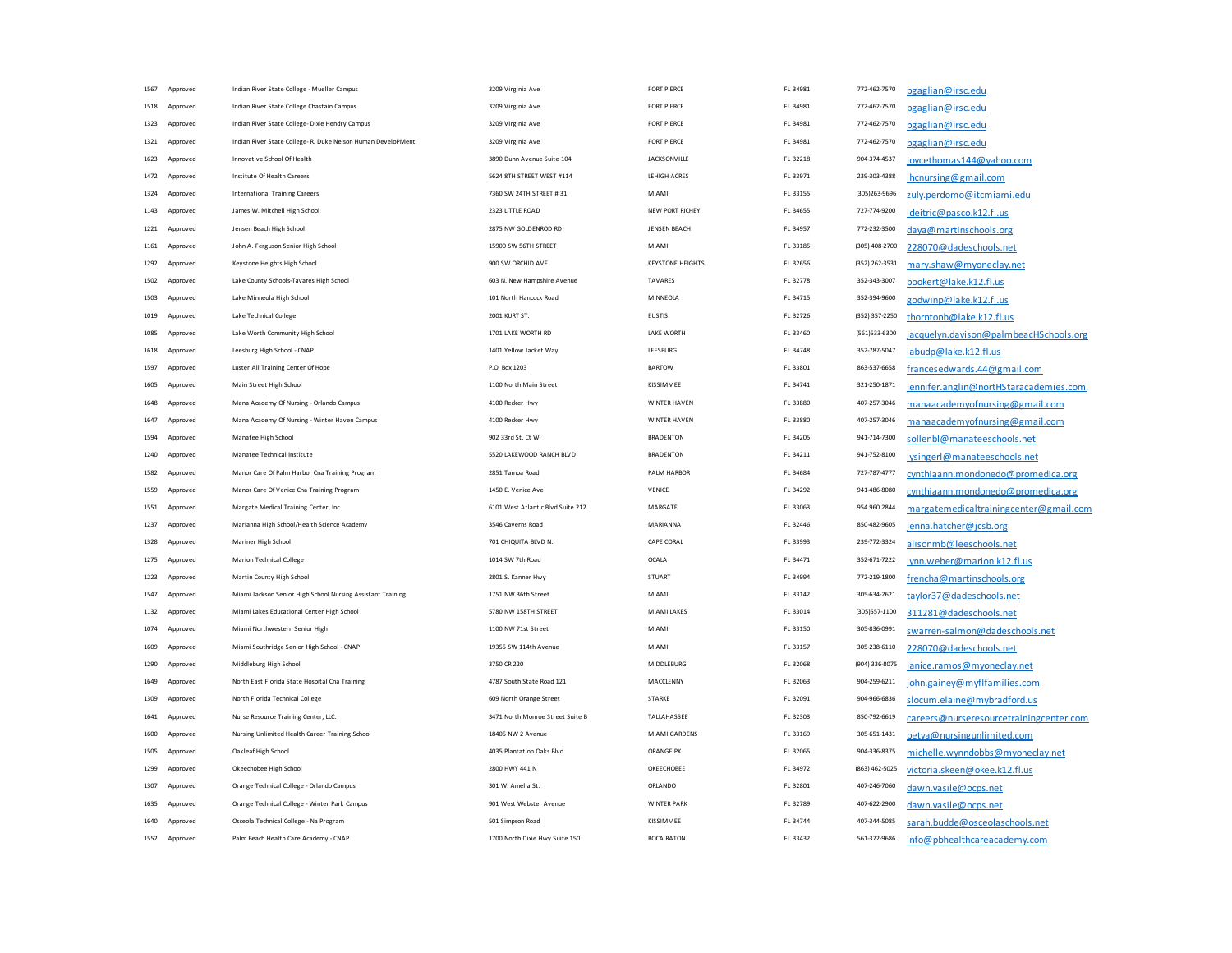| | | | | | | | |
|---|---|---|---|---|---|---|---|
| 1567 | Approved | Indian River State College - Mueller Campus | 3209 Virginia Ave | FORT PIERCE | FL 34981 | 772-462-7570 | pgaglian@irsc.edu |
| 1518 | Approved | Indian River State College Chastain Campus | 3209 Virginia Ave | FORT PIERCE | FL 34981 | 772-462-7570 | pgaglian@irsc.edu |
| 1323 | Approved | Indian River State College- Dixie Hendry Campus | 3209 Virginia Ave | FORT PIERCE | FL 34981 | 772-462-7570 | pgaglian@irsc.edu |
| 1321 | Approved | Indian River State College- R. Duke Nelson Human DeveloPMent | 3209 Virginia Ave | FORT PIERCE | FL 34981 | 772-462-7570 | pgaglian@irsc.edu |
| 1623 | Approved | Innovative School Of Health | 3890 Dunn Avenue Suite 104 | JACKSONVILLE | FL 32218 | 904-374-4537 | joycethomas144@yahoo.com |
| 1472 | Approved | Institute Of Health Careers | 5624 8TH STREET WEST #114 | LEHIGH ACRES | FL 33971 | 239-303-4388 | ihcnursing@gmail.com |
| 1324 | Approved | International Training Careers | 7360 SW 24TH STREET # 31 | MIAMI | FL 33155 | (305)263-9696 | zuly.perdomo@itcmiami.edu |
| 1143 | Approved | James W. Mitchell High School | 2323 LITTLE ROAD | NEW PORT RICHEY | FL 34655 | 727-774-9200 | ldeitric@pasco.k12.fl.us |
| 1221 | Approved | Jensen Beach High School | 2875 NW GOLDENROD RD | JENSEN BEACH | FL 34957 | 772-232-3500 | daya@martinschools.org |
| 1161 | Approved | John A. Ferguson Senior High School | 15900 SW 56TH STREET | MIAMI | FL 33185 | (305) 408-2700 | 228070@dadeschools.net |
| 1292 | Approved | Keystone Heights High School | 900 SW ORCHID AVE | KEYSTONE HEIGHTS | FL 32656 | (352) 262-3531 | mary.shaw@myoneclay.net |
| 1502 | Approved | Lake County Schools-Tavares High School | 603 N. New Hampshire Avenue | TAVARES | FL 32778 | 352-343-3007 | bookert@lake.k12.fl.us |
| 1503 | Approved | Lake Minneola High School | 101 North Hancock Road | MINNEOLA | FL 34715 | 352-394-9600 | godwinp@lake.k12.fl.us |
| 1019 | Approved | Lake Technical College | 2001 KURT ST. | EUSTIS | FL 32726 | (352) 357-2250 | thorntonb@lake.k12.fl.us |
| 1085 | Approved | Lake Worth Community High School | 1701 LAKE WORTH RD | LAKE WORTH | FL 33460 | (561)533-6300 | jacquelyn.davison@palmbeacHSchools.org |
| 1618 | Approved | Leesburg High School - CNAP | 1401 Yellow Jacket Way | LEESBURG | FL 34748 | 352-787-5047 | labudp@lake.k12.fl.us |
| 1597 | Approved | Luster All Training Center Of Hope | P.O. Box 1203 | BARTOW | FL 33801 | 863-537-6658 | francesedwards.44@gmail.com |
| 1605 | Approved | Main Street High School | 1100 North Main Street | KISSIMMEE | FL 34741 | 321-250-1871 | jennifer.anglin@northHStaracademies.com |
| 1648 | Approved | Mana Academy Of Nursing - Orlando Campus | 4100 Recker Hwy | WINTER HAVEN | FL 33880 | 407-257-3046 | manaacademyofnursing@gmail.com |
| 1647 | Approved | Mana Academy Of Nursing - Winter Haven Campus | 4100 Recker Hwy | WINTER HAVEN | FL 33880 | 407-257-3046 | manaacademyofnursing@gmail.com |
| 1594 | Approved | Manatee High School | 902 33rd St. Ct W. | BRADENTON | FL 34205 | 941-714-7300 | sollenbl@manateeschools.net |
| 1240 | Approved | Manatee Technical Institute | 5520 LAKEWOOD RANCH BLVD | BRADENTON | FL 34211 | 941-752-8100 | lysingerl@manateeschools.net |
| 1582 | Approved | Manor Care Of Palm Harbor Cna Training Program | 2851 Tampa Road | PALM HARBOR | FL 34684 | 727-787-4777 | cynthiaann.mondonedo@promedica.org |
| 1559 | Approved | Manor Care Of Venice Cna Training Program | 1450 E. Venice Ave | VENICE | FL 34292 | 941-486-8080 | cynthiaann.mondonedo@promedica.org |
| 1551 | Approved | Margate Medical Training Center, Inc. | 6101 West Atlantic Blvd Suite 212 | MARGATE | FL 33063 | 954 960 2844 | margatemedicaltrainingcenter@gmail.com |
| 1237 | Approved | Marianna High School/Health Science Academy | 3546 Caverns Road | MARIANNA | FL 32446 | 850-482-9605 | jenna.hatcher@jcsb.org |
| 1328 | Approved | Mariner High School | 701 CHIQUITA BLVD N. | CAPE CORAL | FL 33993 | 239-772-3324 | alisonmb@leeschools.net |
| 1275 | Approved | Marion Technical College | 1014 SW 7th Road | OCALA | FL 34471 | 352-671-7222 | lynn.weber@marion.k12.fl.us |
| 1223 | Approved | Martin County High School | 2801 S. Kanner Hwy | STUART | FL 34994 | 772-219-1800 | frencha@martinschools.org |
| 1547 | Approved | Miami Jackson Senior High School Nursing Assistant Training | 1751 NW 36th Street | MIAMI | FL 33142 | 305-634-2621 | taylor37@dadeschools.net |
| 1132 | Approved | Miami Lakes Educational Center High School | 5780 NW 158TH STREET | MIAMI LAKES | FL 33014 | (305)557-1100 | 311281@dadeschools.net |
| 1074 | Approved | Miami Northwestern Senior High | 1100 NW 71st Street | MIAMI | FL 33150 | 305-836-0991 | swarren-salmon@dadeschools.net |
| 1609 | Approved | Miami Southridge Senior High School - CNAP | 19355 SW 114th Avenue | MIAMI | FL 33157 | 305-238-6110 | 228070@dadeschools.net |
| 1290 | Approved | Middleburg High School | 3750 CR 220 | MIDDLEBURG | FL 32068 | (904) 336-8075 | janice.ramos@myoneclay.net |
| 1649 | Approved | North East Florida State Hospital Cna Training | 4787 South State Road 121 | MACCLENNY | FL 32063 | 904-259-6211 | john.gainey@myflfamilies.com |
| 1309 | Approved | North Florida Technical College | 609 North Orange Street | STARKE | FL 32091 | 904-966-6836 | slocum.elaine@mybradford.us |
| 1641 | Approved | Nurse Resource Training Center, LLC. | 3471 North Monroe Street Suite B | TALLAHASSEE | FL 32303 | 850-792-6619 | careers@nurseresourcetrainingcenter.com |
| 1600 | Approved | Nursing Unlimited Health Career Training School | 18405 NW 2 Avenue | MIAMI GARDENS | FL 33169 | 305-651-1431 | petya@nursingunlimited.com |
| 1505 | Approved | Oakleaf High School | 4035 Plantation Oaks Blvd. | ORANGE PK | FL 32065 | 904-336-8375 | michelle.wynndobbs@myoneclay.net |
| 1299 | Approved | Okeechobee High School | 2800 HWY 441 N | OKEECHOBEE | FL 34972 | (863) 462-5025 | victoria.skeen@okee.k12.fl.us |
| 1307 | Approved | Orange Technical College - Orlando Campus | 301 W. Amelia St. | ORLANDO | FL 32801 | 407-246-7060 | dawn.vasile@ocps.net |
| 1635 | Approved | Orange Technical College - Winter Park Campus | 901 West Webster Avenue | WINTER PARK | FL 32789 | 407-622-2900 | dawn.vasile@ocps.net |
| 1640 | Approved | Osceola Technical College - Na Program | 501 Simpson Road | KISSIMMEE | FL 34744 | 407-344-5085 | sarah.budde@osceolaschools.net |
| 1552 | Approved | Palm Beach Health Care Academy - CNAP | 1700 North Dixie Hwy Suite 150 | BOCA RATON | FL 33432 | 561-372-9686 | info@pbhealthcareacademy.com |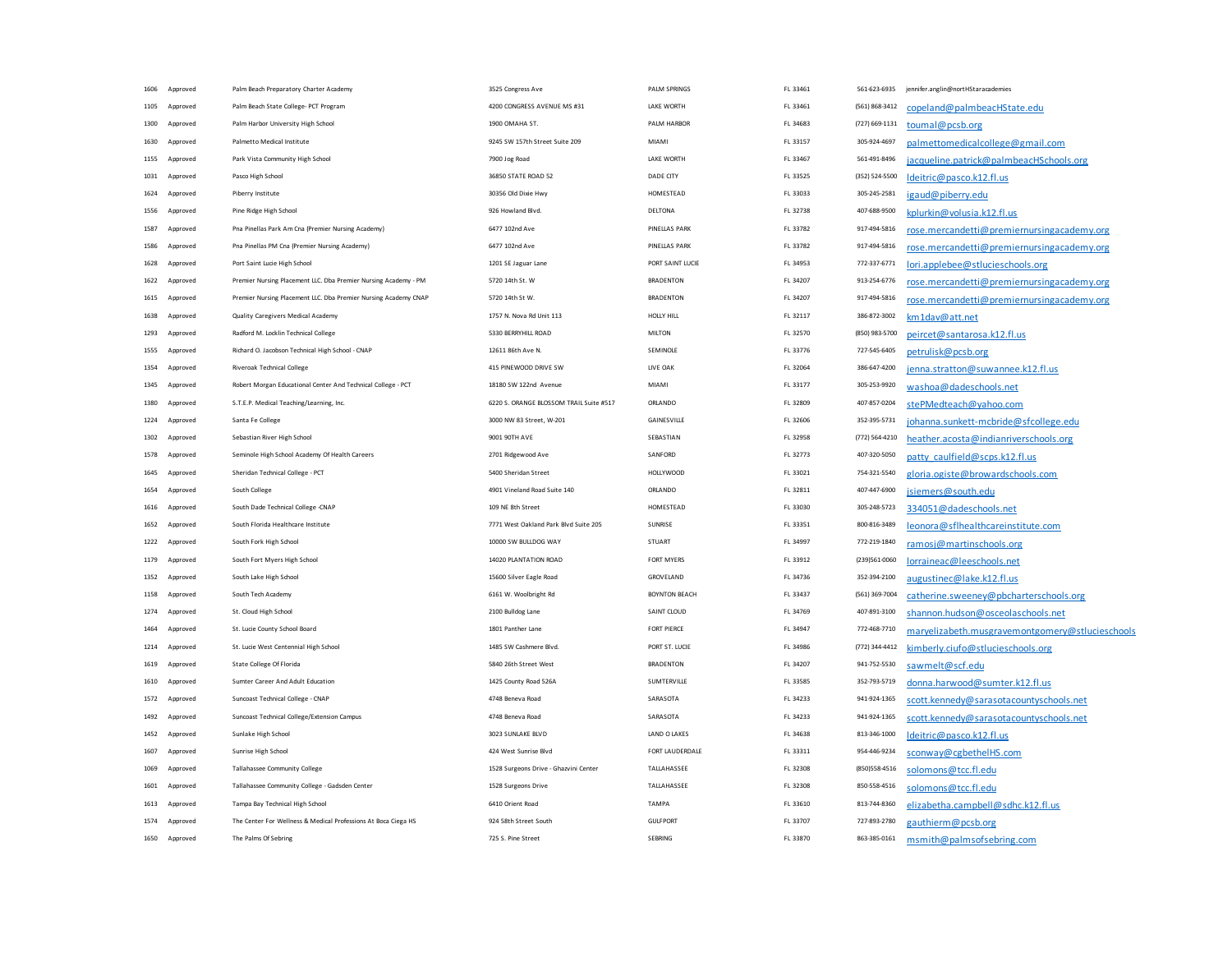| | | | | | | | |
|---|---|---|---|---|---|---|---|
| 1606 | Approved | Palm Beach Preparatory Charter Academy | 3525 Congress Ave | PALM SPRINGS | FL 33461 | 561-623-6935 | jennifer.anglin@northStaracademies |
| 1105 | Approved | Palm Beach State College- PCT Program | 4200 CONGRESS AVENUE MS #31 | LAKE WORTH | FL 33461 | (561) 868-3412 | copeland@palmbeachstate.edu |
| 1300 | Approved | Palm Harbor University High School | 1900 OMAHA ST. | PALM HARBOR | FL 34683 | (727) 669-1131 | toumal@pcsb.org |
| 1630 | Approved | Palmetto Medical Institute | 9245 SW 157th Street Suite 209 | MIAMI | FL 33157 | 305-924-4697 | palmettomedicalcollege@gmail.com |
| 1155 | Approved | Park Vista Community High School | 7900 Jog Road | LAKE WORTH | FL 33467 | 561-491-8496 | jacqueline.patrick@palmbeachschools.org |
| 1031 | Approved | Pasco High School | 36850 STATE ROAD 52 | DADE CITY | FL 33525 | (352) 524-5500 | ldeitric@pasco.k12.fl.us |
| 1624 | Approved | Piberry Institute | 30356 Old Dixie Hwy | HOMESTEAD | FL 33033 | 305-245-2581 | igaud@piberry.edu |
| 1556 | Approved | Pine Ridge High School | 926 Howland Blvd. | DELTONA | FL 32738 | 407-688-9500 | kplurkin@volusia.k12.fl.us |
| 1587 | Approved | Pna Pinellas Park Am Cna (Premier Nursing Academy) | 6477 102nd Ave | PINELLAS PARK | FL 33782 | 917-494-5816 | rose.mercandetti@premiernursingacademy.org |
| 1586 | Approved | Pna Pinellas PM Cna (Premier Nursing Academy) | 6477 102nd Ave | PINELLAS PARK | FL 33782 | 917-494-5816 | rose.mercandetti@premiernursingacademy.org |
| 1628 | Approved | Port Saint Lucie High School | 1201 SE Jaguar Lane | PORT SAINT LUCIE | FL 34953 | 772-337-6771 | lori.applebee@stlucieschools.org |
| 1622 | Approved | Premier Nursing Placement LLC. Dba Premier Nursing Academy - PM | 5720 14th St. W | BRADENTON | FL 34207 | 913-254-6776 | rose.mercandetti@premiernursingacademy.org |
| 1615 | Approved | Premier Nursing Placement LLC. Dba Premier Nursing Academy CNAP | 5720 14th St W. | BRADENTON | FL 34207 | 917-494-5816 | rose.mercandetti@premiernursingacademy.org |
| 1638 | Approved | Quality Caregivers Medical Academy | 1757 N. Nova Rd Unit 113 | HOLLY HILL | FL 32117 | 386-872-3002 | km1dav@att.net |
| 1293 | Approved | Radford M. Locklin Technical College | 5330 BERRYHILL ROAD | MILTON | FL 32570 | (850) 983-5700 | peircet@santarosa.k12.fl.us |
| 1555 | Approved | Richard O. Jacobson Technical High School - CNAP | 12611 86th Ave N. | SEMINOLE | FL 33776 | 727-545-6405 | petrulisk@pcsb.org |
| 1354 | Approved | Riveroak Technical College | 415 PINEWOOD DRIVE SW | LIVE OAK | FL 32064 | 386-647-4200 | jenna.stratton@suwannee.k12.fl.us |
| 1345 | Approved | Robert Morgan Educational Center And Technical College - PCT | 18180 SW 122nd Avenue | MIAMI | FL 33177 | 305-253-9920 | washoa@dadeschools.net |
| 1380 | Approved | S.T.E.P. Medical Teaching/Learning, Inc. | 6220 S. ORANGE BLOSSOM TRAIL Suite #517 | ORLANDO | FL 32809 | 407-857-0204 | stepmedteach@yahoo.com |
| 1224 | Approved | Santa Fe College | 3000 NW 83 Street, W-201 | GAINESVILLE | FL 32606 | 352-395-5731 | johanna.sunkett-mcbride@sfcollege.edu |
| 1302 | Approved | Sebastian River High School | 9001 90TH AVE | SEBASTIAN | FL 32958 | (772) 564-4210 | heather.acosta@indianriverschools.org |
| 1578 | Approved | Seminole High School Academy Of Health Careers | 2701 Ridgewood Ave | SANFORD | FL 32773 | 407-320-5050 | patty_caulfield@scps.k12.fl.us |
| 1645 | Approved | Sheridan Technical College - PCT | 5400 Sheridan Street | HOLLYWOOD | FL 33021 | 754-321-5540 | gloria.ogiste@browardschools.com |
| 1654 | Approved | South College | 4901 Vineland Road Suite 140 | ORLANDO | FL 32811 | 407-447-6900 | jsiemers@south.edu |
| 1616 | Approved | South Dade Technical College -CNAP | 109 NE 8th Street | HOMESTEAD | FL 33030 | 305-248-5723 | 334051@dadeschools.net |
| 1652 | Approved | South Florida Healthcare Institute | 7771 West Oakland Park Blvd Suite 205 | SUNRISE | FL 33351 | 800-816-3489 | leonora@sflhealthcareinstitute.com |
| 1222 | Approved | South Fork High School | 10000 SW BULLDOG WAY | STUART | FL 34997 | 772-219-1840 | ramosj@martinschools.org |
| 1179 | Approved | South Fort Myers High School | 14020 PLANTATION ROAD | FORT MYERS | FL 33912 | (239)561-0060 | lorraineac@leeschools.net |
| 1352 | Approved | South Lake High School | 15600 Silver Eagle Road | GROVELAND | FL 34736 | 352-394-2100 | augustinec@lake.k12.fl.us |
| 1158 | Approved | South Tech Academy | 6161 W. Woolbright Rd | BOYNTON BEACH | FL 33437 | (561) 369-7004 | catherine.sweeney@pbcharterschools.org |
| 1274 | Approved | St. Cloud High School | 2100 Bulldog Lane | SAINT CLOUD | FL 34769 | 407-891-3100 | shannon.hudson@osceolaschools.net |
| 1464 | Approved | St. Lucie County School Board | 1801 Panther Lane | FORT PIERCE | FL 34947 | 772-468-7710 | maryelizabeth.musgravemontgomery@stlucieschools |
| 1214 | Approved | St. Lucie West Centennial High School | 1485 SW Cashmere Blvd. | PORT ST. LUCIE | FL 34986 | (772) 344-4412 | kimberly.ciufo@stlucieschools.org |
| 1619 | Approved | State College Of Florida | 5840 26th Street West | BRADENTON | FL 34207 | 941-752-5530 | sawmelt@scf.edu |
| 1610 | Approved | Sumter Career And Adult Education | 1425 County Road 526A | SUMTERVILLE | FL 33585 | 352-793-5719 | donna.harwood@sumter.k12.fl.us |
| 1572 | Approved | Suncoast Technical College - CNAP | 4748 Beneva Road | SARASOTA | FL 34233 | 941-924-1365 | scott.kennedy@sarasotacountyschools.net |
| 1492 | Approved | Suncoast Technical College/Extension Campus | 4748 Beneva Road | SARASOTA | FL 34233 | 941-924-1365 | scott.kennedy@sarasotacountyschools.net |
| 1452 | Approved | Sunlake High School | 3023 SUNLAKE BLVD | LAND O LAKES | FL 34638 | 813-346-1000 | ldeitric@pasco.k12.fl.us |
| 1607 | Approved | Sunrise High School | 424 West Sunrise Blvd | FORT LAUDERDALE | FL 33311 | 954-446-9234 | sconway@cgbethelhs.com |
| 1069 | Approved | Tallahassee Community College | 1528 Surgeons Drive - Ghazvini Center | TALLAHASSEE | FL 32308 | (850)558-4516 | solomons@tcc.fl.edu |
| 1601 | Approved | Tallahassee Community College - Gadsden Center | 1528 Surgeons Drive | TALLAHASSEE | FL 32308 | 850-558-4516 | solomons@tcc.fl.edu |
| 1613 | Approved | Tampa Bay Technical High School | 6410 Orient Road | TAMPA | FL 33610 | 813-744-8360 | elizabetha.campbell@sdhc.k12.fl.us |
| 1574 | Approved | The Center For Wellness & Medical Professions At Boca Ciega HS | 924 58th Street South | GULFPORT | FL 33707 | 727-893-2780 | gauthierm@pcsb.org |
| 1650 | Approved | The Palms Of Sebring | 725 S. Pine Street | SEBRING | FL 33870 | 863-385-0161 | msmith@palmsofsebring.com |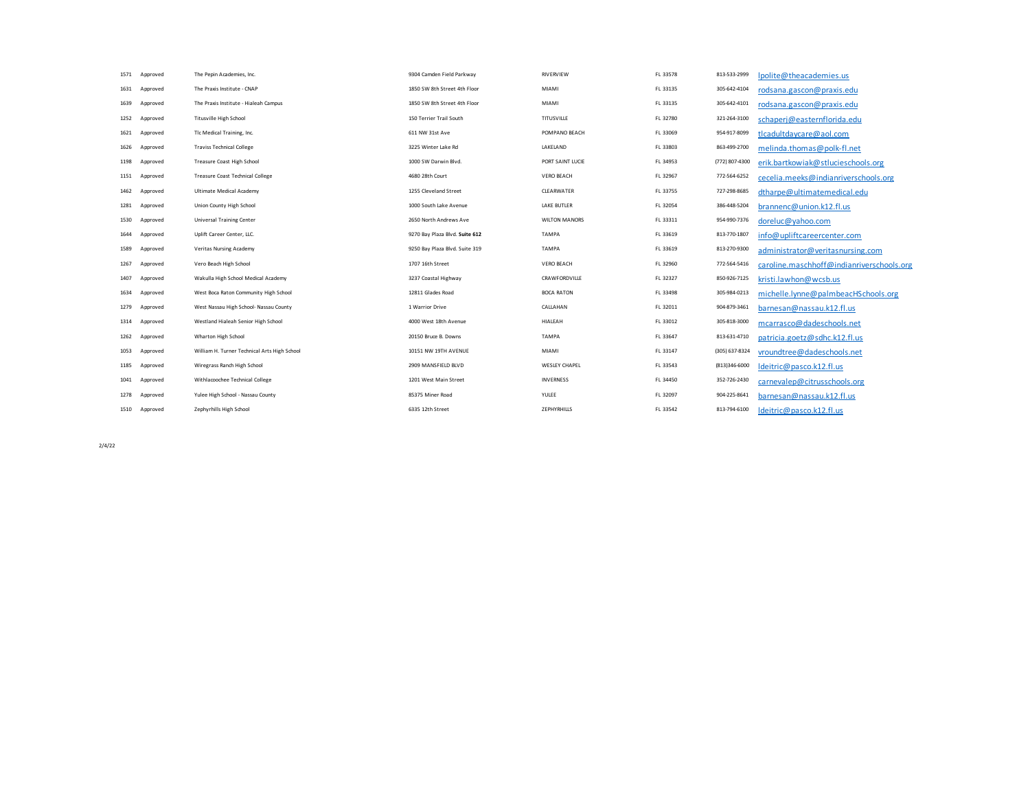| | | | | | | | |
|---|---|---|---|---|---|---|---|
| 1571 | Approved | The Pepin Academies, Inc. | 9304 Camden Field Parkway | RIVERVIEW | FL 33578 | 813-533-2999 | lpolite@theacademies.us |
| 1631 | Approved | The Praxis Institute - CNAP | 1850 SW 8th Street 4th Floor | MIAMI | FL 33135 | 305-642-4104 | rodsana.gascon@praxis.edu |
| 1639 | Approved | The Praxis Institute - Hialeah Campus | 1850 SW 8th Street 4th Floor | MIAMI | FL 33135 | 305-642-4101 | rodsana.gascon@praxis.edu |
| 1252 | Approved | Titusville High School | 150 Terrier Trail South | TITUSVILLE | FL 32780 | 321-264-3100 | schaperj@easternflorida.edu |
| 1621 | Approved | Tlc Medical Training, Inc. | 611 NW 31st Ave | POMPANO BEACH | FL 33069 | 954-917-8099 | tlcadultdaycare@aol.com |
| 1626 | Approved | Traviss Technical College | 3225 Winter Lake Rd | LAKELAND | FL 33803 | 863-499-2700 | melinda.thomas@polk-fl.net |
| 1198 | Approved | Treasure Coast High School | 1000 SW Darwin Blvd. | PORT SAINT LUCIE | FL 34953 | (772) 807-4300 | erik.bartkowiak@stlucieschools.org |
| 1151 | Approved | Treasure Coast Technical College | 4680 28th Court | VERO BEACH | FL 32967 | 772-564-6252 | cecelia.meeks@indianriverschools.org |
| 1462 | Approved | Ultimate Medical Academy | 1255 Cleveland Street | CLEARWATER | FL 33755 | 727-298-8685 | dtharpe@ultimatemedical.edu |
| 1281 | Approved | Union County High School | 1000 South Lake Avenue | LAKE BUTLER | FL 32054 | 386-448-5204 | brannenc@union.k12.fl.us |
| 1530 | Approved | Universal Training Center | 2650 North Andrews Ave | WILTON MANORS | FL 33311 | 954-990-7376 | doreluc@yahoo.com |
| 1644 | Approved | Uplift Career Center, LLC. | 9270 Bay Plaza Blvd. **Suite 612** | TAMPA | FL 33619 | 813-770-1807 | info@upliftcareercenter.com |
| 1589 | Approved | Veritas Nursing Academy | 9250 Bay Plaza Blvd. Suite 319 | TAMPA | FL 33619 | 813-270-9300 | administrator@veritasnursing.com |
| 1267 | Approved | Vero Beach High School | 1707 16th Street | VERO BEACH | FL 32960 | 772-564-5416 | caroline.maschhoff@indianriverschools.org |
| 1407 | Approved | Wakulla High School Medical Academy | 3237 Coastal Highway | CRAWFORDVILLE | FL 32327 | 850-926-7125 | kristi.lawhon@wcsb.us |
| 1634 | Approved | West Boca Raton Community High School | 12811 Glades Road | BOCA RATON | FL 33498 | 305-984-0213 | michelle.lynne@palmbeacHSchools.org |
| 1279 | Approved | West Nassau High School- Nassau County | 1 Warrior Drive | CALLAHAN | FL 32011 | 904-879-3461 | barnesan@nassau.k12.fl.us |
| 1314 | Approved | Westland Hialeah Senior High School | 4000 West 18th Avenue | HIALEAH | FL 33012 | 305-818-3000 | mcarrasco@dadeschools.net |
| 1262 | Approved | Wharton High School | 20150 Bruce B. Downs | TAMPA | FL 33647 | 813-631-4710 | patricia.goetz@sdhc.k12.fl.us |
| 1053 | Approved | William H. Turner Technical Arts High School | 10151 NW 19TH AVENUE | MIAMI | FL 33147 | (305) 637-8324 | vroundtree@dadeschools.net |
| 1185 | Approved | Wiregrass Ranch High School | 2909 MANSFIELD BLVD | WESLEY CHAPEL | FL 33543 | (813)346-6000 | ldeitric@pasco.k12.fl.us |
| 1041 | Approved | Withlacoochee Technical College | 1201 West Main Street | INVERNESS | FL 34450 | 352-726-2430 | carnevalep@citrusschools.org |
| 1278 | Approved | Yulee High School - Nassau County | 85375 Miner Road | YULEE | FL 32097 | 904-225-8641 | barnesan@nassau.k12.fl.us |
| 1510 | Approved | Zephyrhills High School | 6335 12th Street | ZEPHYRHILLS | FL 33542 | 813-794-6100 | ldeitric@pasco.k12.fl.us |

2/4/22